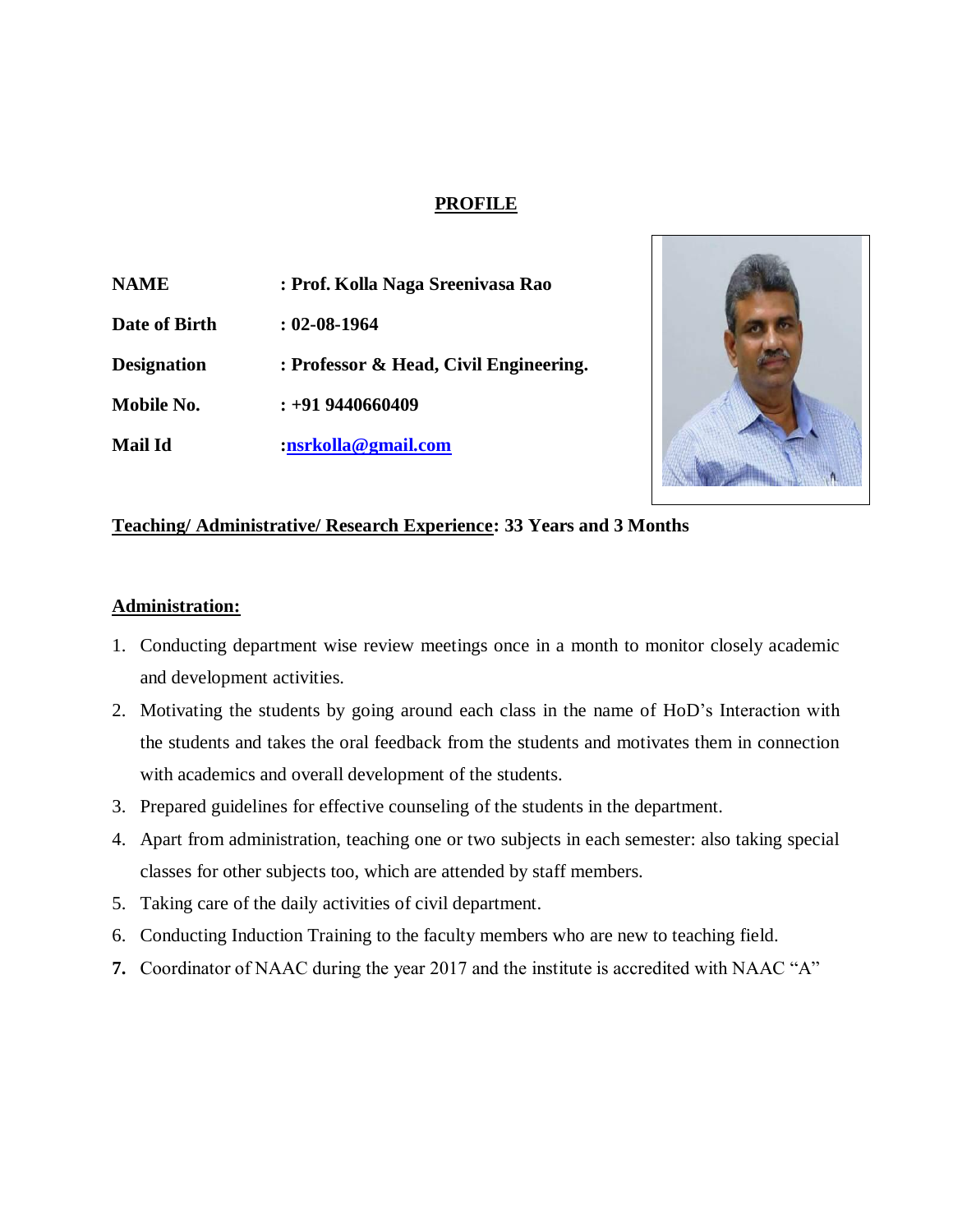# PROFILE

| | |
|---|---|
| **NAME** | **: Prof. Kolla Naga Sreenivasa Rao** |
| **Date of Birth** | **: 02-08-1964** |
| **Designation** | **: Professor & Head, Civil Engineering.** |
| **Mobile No.** | **: +91 9440660409** |
| **Mail Id** | **:nsrkolla@gmail.com** |

**Teaching/ Administrative/ Research Experience: 33 Years and 3 Months**

## Administration:

1. Conducting department wise review meetings once in a month to monitor closely academic and development activities.
2. Motivating the students by going around each class in the name of HoD's Interaction with the students and takes the oral feedback from the students and motivates them in connection with academics and overall development of the students.
3. Prepared guidelines for effective counseling of the students in the department.
4. Apart from administration, teaching one or two subjects in each semester: also taking special classes for other subjects too, which are attended by staff members.
5. Taking care of the daily activities of civil department.
6. Conducting Induction Training to the faculty members who are new to teaching field.
7. Coordinator of NAAC during the year 2017 and the institute is accredited with NAAC "A"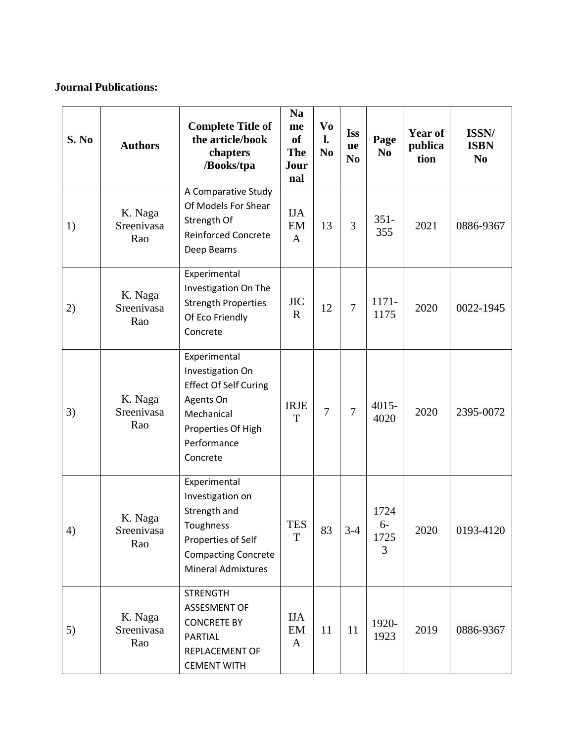**Journal Publications:**

| S. No | Authors | Complete Title of the article/book chapters /Books/tpa | Name of The Journal | Vol. No | Issue No | Page No | Year of publication | ISSN/ ISBN No |
|---|---|---|---|---|---|---|---|---|
| 1) | K. Naga Sreenivasa Rao | A Comparative Study Of Models For Shear Strength Of Reinforced Concrete Deep Beams | IJAEMA | 13 | 3 | 351-355 | 2021 | 0886-9367 |
| 2) | K. Naga Sreenivasa Rao | Experimental Investigation On The Strength Properties Of Eco Friendly Concrete | JICR | 12 | 7 | 1171-1175 | 2020 | 0022-1945 |
| 3) | K. Naga Sreenivasa Rao | Experimental Investigation On Effect Of Self Curing Agents On Mechanical Properties Of High Performance Concrete | IRJET | 7 | 7 | 4015-4020 | 2020 | 2395-0072 |
| 4) | K. Naga Sreenivasa Rao | Experimental Investigation on Strength and Toughness Properties of Self Compacting Concrete Mineral Admixtures | TEST | 83 | 3-4 | 17246-17253 | 2020 | 0193-4120 |
| 5) | K. Naga Sreenivasa Rao | STRENGTH ASSESMENT OF CONCRETE BY PARTIAL REPLACEMENT OF CEMENT WITH | IJAEMA | 11 | 11 | 1920-1923 | 2019 | 0886-9367 |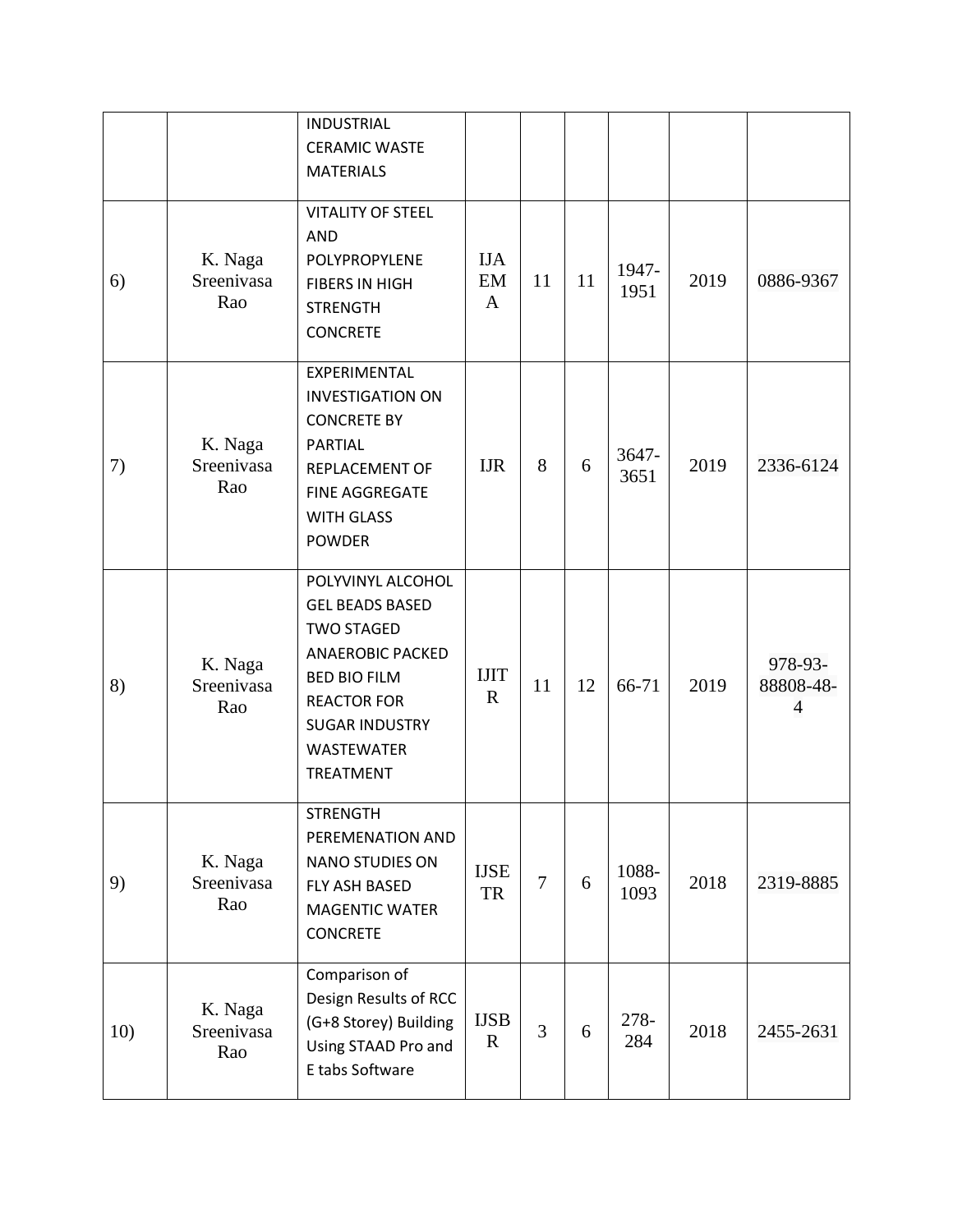| | | INDUSTRIAL CERAMIC WASTE MATERIALS | | | | | | |
|---|---|---|---|---|---|---|---|---|
| 6) | K. Naga Sreenivasa Rao | VITALITY OF STEEL AND POLYPROPYLENE FIBERS IN HIGH STRENGTH CONCRETE | IJAEMA | 11 | 11 | 1947-1951 | 2019 | 0886-9367 |
| 7) | K. Naga Sreenivasa Rao | EXPERIMENTAL INVESTIGATION ON CONCRETE BY PARTIAL REPLACEMENT OF FINE AGGREGATE WITH GLASS POWDER | IJR | 8 | 6 | 3647-3651 | 2019 | 2336-6124 |
| 8) | K. Naga Sreenivasa Rao | POLYVINYL ALCOHOL GEL BEADS BASED TWO STAGED ANAEROBIC PACKED BED BIO FILM REACTOR FOR SUGAR INDUSTRY WASTEWATER TREATMENT | IJITR | 11 | 12 | 66-71 | 2019 | 978-93-88808-48-4 |
| 9) | K. Naga Sreenivasa Rao | STRENGTH PEREMENATION AND NANO STUDIES ON FLY ASH BASED MAGENTIC WATER CONCRETE | IJSETR | 7 | 6 | 1088-1093 | 2018 | 2319-8885 |
| 10) | K. Naga Sreenivasa Rao | Comparison of Design Results of RCC (G+8 Storey) Building Using STAAD Pro and E tabs Software | IJSBR | 3 | 6 | 278-284 | 2018 | 2455-2631 |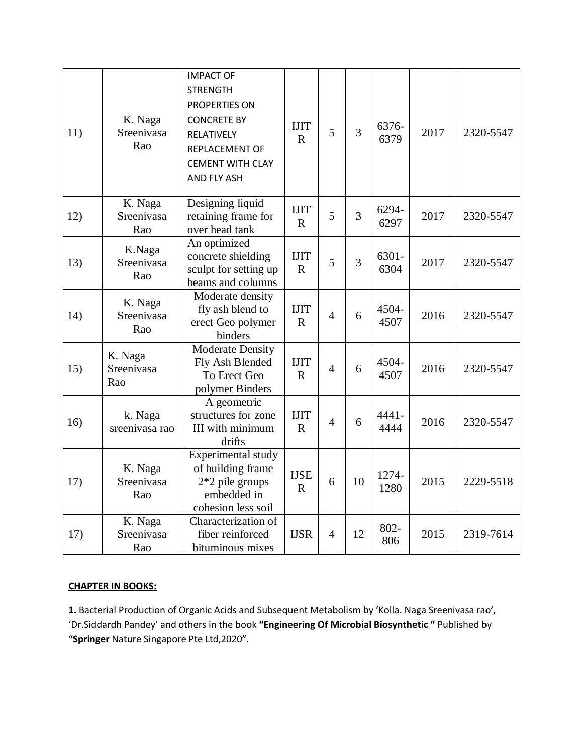| 11) | K. Naga Sreenivasa Rao | IMPACT OF STRENGTH PROPERTIES ON CONCRETE BY RELATIVELY REPLACEMENT OF CEMENT WITH CLAY AND FLY ASH | IJITR | 5 | 3 | 6376-6379 | 2017 | 2320-5547 |
|---|---|---|---|---|---|---|---|---|
| 12) | K. Naga Sreenivasa Rao | Designing liquid retaining frame for over head tank | IJITR | 5 | 3 | 6294-6297 | 2017 | 2320-5547 |
| 13) | K.Naga Sreenivasa Rao | An optimized concrete shielding sculpt for setting up beams and columns | IJITR | 5 | 3 | 6301-6304 | 2017 | 2320-5547 |
| 14) | K. Naga Sreenivasa Rao | Moderate density fly ash blend to erect Geo polymer binders | IJITR | 4 | 6 | 4504-4507 | 2016 | 2320-5547 |
| 15) | K. Naga Sreenivasa Rao | Moderate Density Fly Ash Blended To Erect Geo polymer Binders | IJITR | 4 | 6 | 4504-4507 | 2016 | 2320-5547 |
| 16) | k. Naga sreenivasa rao | A geometric structures for zone III with minimum drifts | IJITR | 4 | 6 | 4441-4444 | 2016 | 2320-5547 |
| 17) | K. Naga Sreenivasa Rao | Experimental study of building frame 2*2 pile groups embedded in cohesion less soil | IJSER | 6 | 10 | 1274-1280 | 2015 | 2229-5518 |
| 17) | K. Naga Sreenivasa Rao | Characterization of fiber reinforced bituminous mixes | IJSR | 4 | 12 | 802-806 | 2015 | 2319-7614 |

**CHAPTER IN BOOKS:**

**1.** Bacterial Production of Organic Acids and Subsequent Metabolism by 'Kolla. Naga Sreenivasa rao', 'Dr.Siddardh Pandey' and others in the book **"Engineering Of Microbial Biosynthetic "** Published by "**Springer** Nature Singapore Pte Ltd,2020".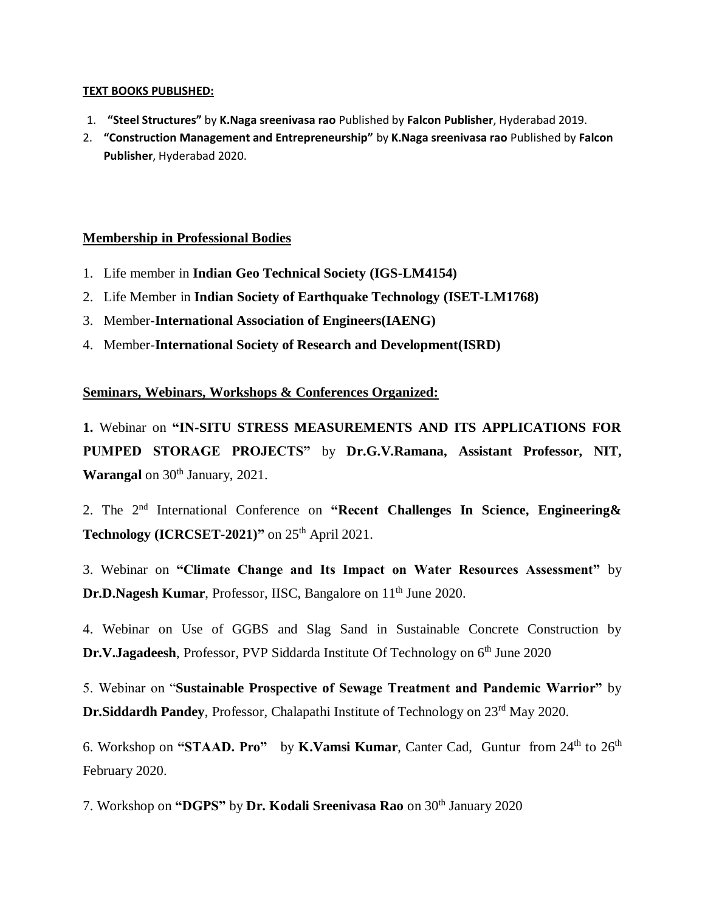**TEXT BOOKS PUBLISHED:**

1. **"Steel Structures"** by **K.Naga sreenivasa rao** Published by **Falcon Publisher**, Hyderabad 2019.
2. **"Construction Management and Entrepreneurship"** by **K.Naga sreenivasa rao** Published by **Falcon Publisher**, Hyderabad 2020.

## Membership in Professional Bodies

1. Life member in **Indian Geo Technical Society (IGS-LM4154)**
2. Life Member in **Indian Society of Earthquake Technology (ISET-LM1768)**
3. Member-**International Association of Engineers(IAENG)**
4. Member-**International Society of Research and Development(ISRD)**

## Seminars, Webinars, Workshops & Conferences Organized:

**1.** Webinar on **"IN-SITU STRESS MEASUREMENTS AND ITS APPLICATIONS FOR PUMPED STORAGE PROJECTS"** by **Dr.G.V.Ramana, Assistant Professor, NIT, Warangal** on 30th January, 2021.

2. The 2nd International Conference on **"Recent Challenges In Science, Engineering& Technology (ICRCSET-2021)"** on 25th April 2021.

3. Webinar on **"Climate Change and Its Impact on Water Resources Assessment"** by **Dr.D.Nagesh Kumar**, Professor, IISC, Bangalore on 11th June 2020.

4. Webinar on Use of GGBS and Slag Sand in Sustainable Concrete Construction by **Dr.V.Jagadeesh**, Professor, PVP Siddarda Institute Of Technology on 6th June 2020

5. Webinar on "**Sustainable Prospective of Sewage Treatment and Pandemic Warrior"** by **Dr.Siddardh Pandey**, Professor, Chalapathi Institute of Technology on 23rd May 2020.

6. Workshop on **"STAAD. Pro"** by **K.Vamsi Kumar**, Canter Cad, Guntur from 24th to 26th February 2020.

7. Workshop on **"DGPS"** by **Dr. Kodali Sreenivasa Rao** on 30th January 2020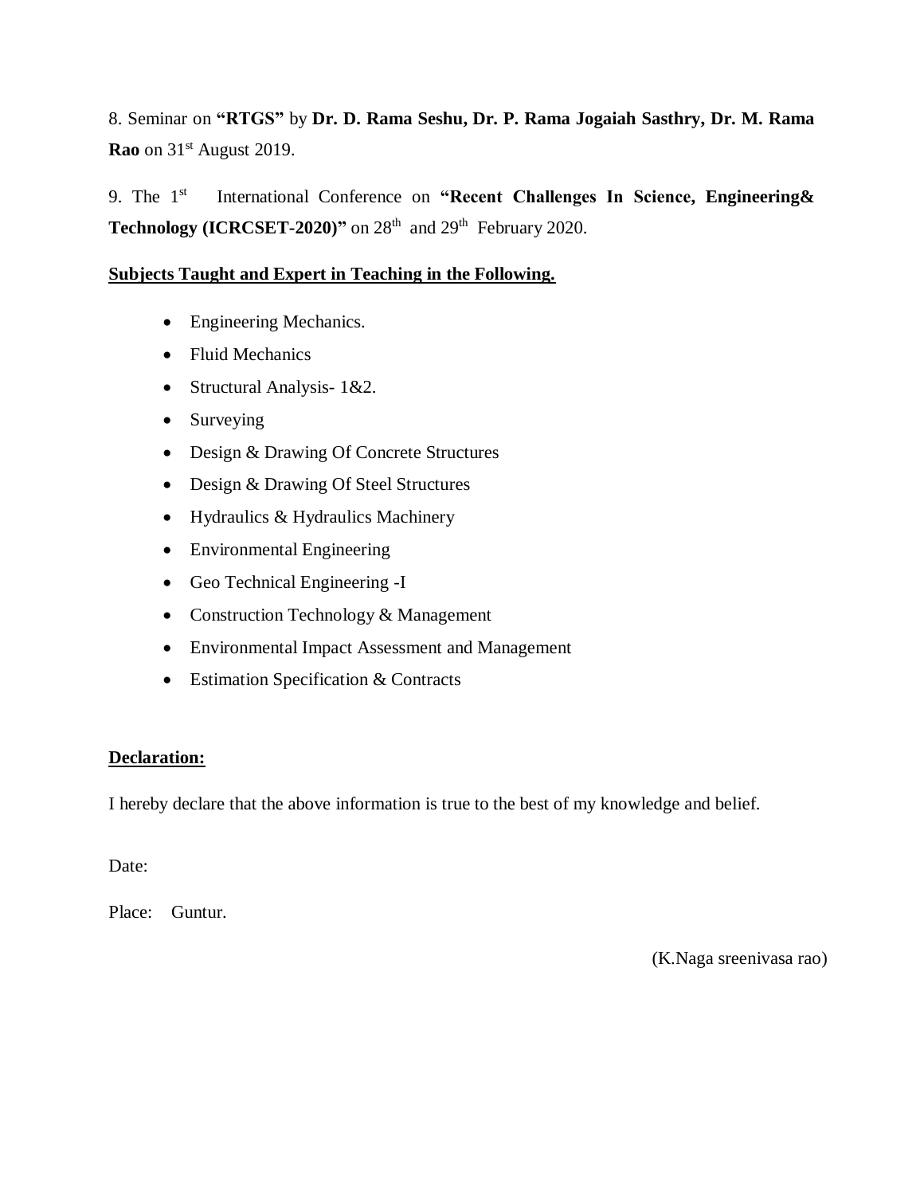8. Seminar on **"RTGS"** by **Dr. D. Rama Seshu, Dr. P. Rama Jogaiah Sasthry, Dr. M. Rama Rao** on 31st August 2019.

9. The 1st International Conference on **"Recent Challenges In Science, Engineering& Technology (ICRCSET-2020)"** on 28th and 29th February 2020.

**Subjects Taught and Expert in Teaching in the Following.**

- Engineering Mechanics.
- Fluid Mechanics
- Structural Analysis- 1&2.
- Surveying
- Design & Drawing Of Concrete Structures
- Design & Drawing Of Steel Structures
- Hydraulics & Hydraulics Machinery
- Environmental Engineering
- Geo Technical Engineering -I
- Construction Technology & Management
- Environmental Impact Assessment and Management
- Estimation Specification & Contracts

**Declaration:**

I hereby declare that the above information is true to the best of my knowledge and belief.

Date:

Place: Guntur.

(K.Naga sreenivasa rao)